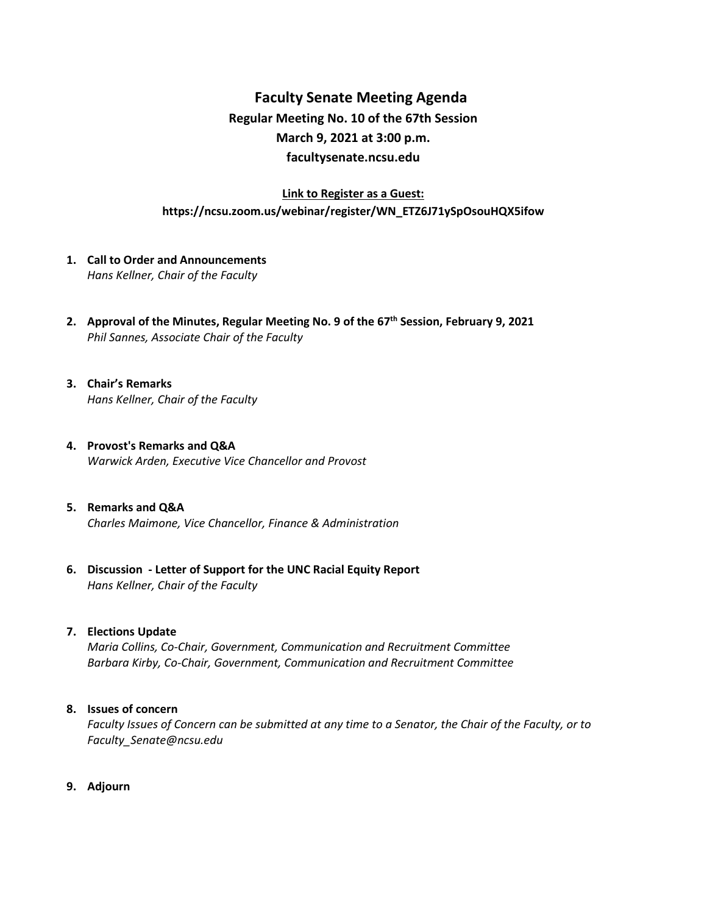# Faculty Senate Meeting Agenda

## Regular Meeting No. 10 of the 67th Session

## March 9, 2021 at 3:00 p.m.

## facultysenate.ncsu.edu

**Link to Register as a Guest:**

**https://ncsu.zoom.us/webinar/register/WN_ETZ6J71ySpOsouHQX5ifow**

1. **Call to Order and Announcements**
   *Hans Kellner, Chair of the Faculty*

2. **Approval of the Minutes, Regular Meeting No. 9 of the 67th Session, February 9, 2021**
   *Phil Sannes, Associate Chair of the Faculty*

3. **Chair's Remarks**
   *Hans Kellner, Chair of the Faculty*

4. **Provost's Remarks and Q&A**
   *Warwick Arden, Executive Vice Chancellor and Provost*

5. **Remarks and Q&A**
   *Charles Maimone, Vice Chancellor, Finance & Administration*

6. **Discussion - Letter of Support for the UNC Racial Equity Report**
   *Hans Kellner, Chair of the Faculty*

7. **Elections Update**
   *Maria Collins, Co-Chair, Government, Communication and Recruitment Committee*
   *Barbara Kirby, Co-Chair, Government, Communication and Recruitment Committee*

8. **Issues of concern**
   *Faculty Issues of Concern can be submitted at any time to a Senator, the Chair of the Faculty, or to Faculty_Senate@ncsu.edu*

9. **Adjourn**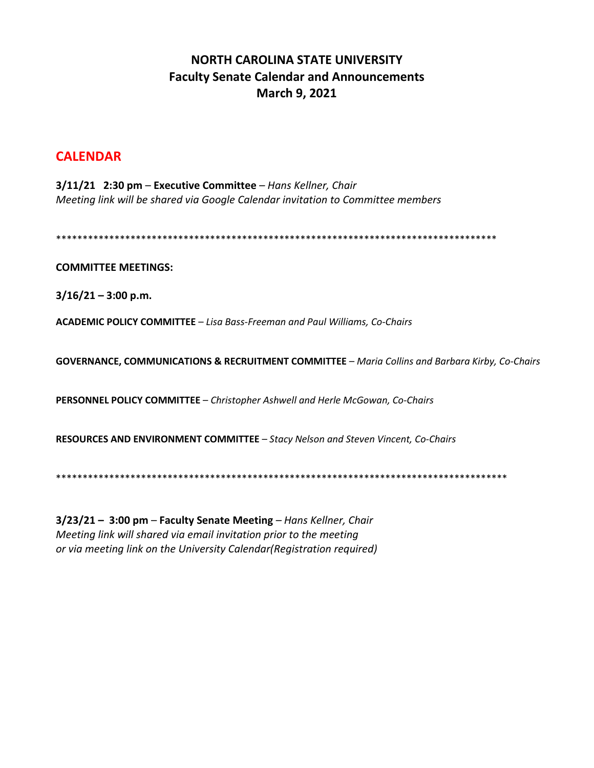**NORTH CAROLINA STATE UNIVERSITY**
**Faculty Senate Calendar and Announcements**
**March 9, 2021**

## CALENDAR

**3/11/21 2:30 pm** – **Executive Committee** – *Hans Kellner, Chair*
*Meeting link will be shared via Google Calendar invitation to Committee members*

************************************************************************************

**COMMITTEE MEETINGS:**

**3/16/21 – 3:00 p.m.**

**ACADEMIC POLICY COMMITTEE** – *Lisa Bass-Freeman and Paul Williams, Co-Chairs*

**GOVERNANCE, COMMUNICATIONS & RECRUITMENT COMMITTEE** – *Maria Collins and Barbara Kirby, Co-Chairs*

**PERSONNEL POLICY COMMITTEE** – *Christopher Ashwell and Herle McGowan, Co-Chairs*

**RESOURCES AND ENVIRONMENT COMMITTEE** – *Stacy Nelson and Steven Vincent, Co-Chairs*

************************************************************************************

**3/23/21 – 3:00 pm** – **Faculty Senate Meeting** – *Hans Kellner, Chair*
*Meeting link will shared via email invitation prior to the meeting*
*or via meeting link on the University Calendar(Registration required)*